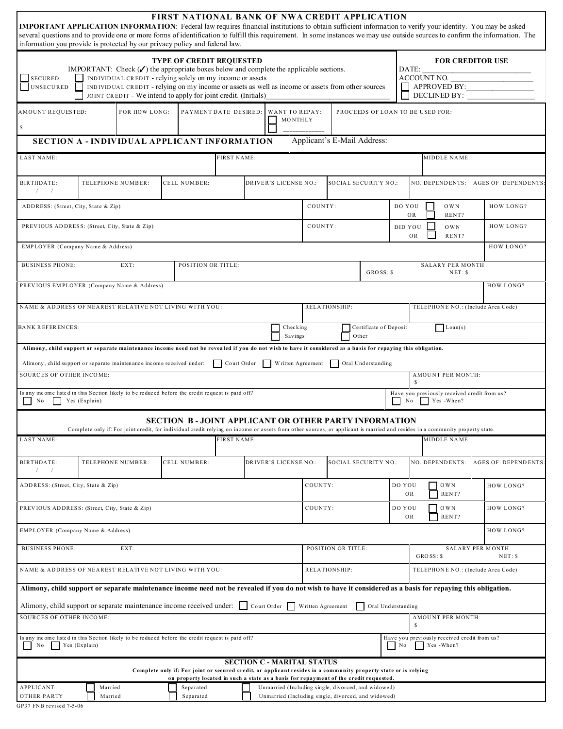# FIRST NATIONAL BANK OF NWA CREDIT APPLICATION

**IMPORTANT APPLICATION INFORMATION**: Federal law requires financial institutions to obtain sufficient information to verify your identity. You may be asked several questions and to provide one or more forms of identification to fulfill this requirement. In some instances we may use outside sources to confirm the information. The information you provide is protected by our privacy policy and federal law.

## TYPE OF CREDIT REQUESTED

IMPORTANT: Check (✓) the appropriate boxes below and complete the applicable sections.

- ☐ SECURED
- ☐ UNSECURED

- ☐ INDIVIDUAL CREDIT - relying solely on my income or assets
- ☐ INDIVIDUAL CREDIT - relying on my income or assets as well as income or assets from other sources
- ☐ JOINT CREDIT - We intend to apply for joint credit. (Initials)____________________

**FOR CREDITOR USE**

DATE: ____________________
ACCOUNT NO. ____________________
☐ APPROVED BY: ____________________
☐ DECLINED BY: ____________________

| AMOUNT REQUESTED: | FOR HOW LONG: | PAYMENT DATE DESIRED: | WANT TO REPAY: | PROCEEDS OF LOAN TO BE USED FOR: |
|---|---|---|---|---|
| $ | | | ☐ MONTHLY ☐ ________ | |

## SECTION A - INDIVIDUAL APPLICANT INFORMATION

Applicant's E-Mail Address:

| LAST NAME: | FIRST NAME: | MIDDLE NAME: |
|---|---|---|
| | | |

| BIRTHDATE: | TELEPHONE NUMBER: | CELL NUMBER: | DRIVER'S LICENSE NO.: | SOCIAL SECURITY NO.: | NO. DEPENDENTS: | AGES OF DEPENDENTS: |
|---|---|---|---|---|---|---|
| / / | | | | | | |

| ADDRESS: (Street, City, State & Zip) | COUNTY: | DO YOU ☐ OWN OR ☐ RENT? | HOW LONG? |
|---|---|---|---|
| PREVIOUS ADDRESS: (Street, City, State & Zip) | COUNTY: | DID YOU ☐ OWN OR ☐ RENT? | HOW LONG? |

| EMPLOYER (Company Name & Address) | HOW LONG? |
|---|---|
| | |

| BUSINESS PHONE: | EXT: | POSITION OR TITLE: | SALARY PER MONTH GROSS: $ | NET: $ |
|---|---|---|---|---|
| | | | | |

| PREVIOUS EMPLOYER (Company Name & Address) | HOW LONG? |
|---|---|
| | |

| NAME & ADDRESS OF NEAREST RELATIVE NOT LIVING WITH YOU: | RELATIONSHIP: | TELEPHONE NO.: (Include Area Code) |
|---|---|---|
| | | |

BANK REFERENCES: ☐ Checking ☐ Savings ☐ Certificate of Deposit ☐ Other ____________________ ☐ Loan(s)

**Alimony, child support or separate maintenance income need not be revealed if you do not wish to have it considered as a basis for repaying this obligation.**

Alimony, child support or separate maintenance income received under: ☐ Court Order ☐ Written Agreement ☐ Oral Understanding

| SOURCES OF OTHER INCOME: | AMOUNT PER MONTH: |
|---|---|
| | $ |

Is any income listed in this Section likely to be reduced before the credit request is paid off? ☐ No ☐ Yes (Explain)

Have you previously received credit from us? ☐ No ☐ Yes -When?

## SECTION B - JOINT APPLICANT OR OTHER PARTY INFORMATION

Complete only if: For joint credit, for individual credit relying on income or assets from other sources, or applicant is married and resides in a community property state.

| LAST NAME: | FIRST NAME: | MIDDLE NAME: |
|---|---|---|
| | | |

| BIRTHDATE: | TELEPHONE NUMBER: | CELL NUMBER: | DRIVER'S LICENSE NO.: | SOCIAL SECURITY NO.: | NO. DEPENDENTS: | AGES OF DEPENDENTS: |
|---|---|---|---|---|---|---|
| / / | | | | | | |

| ADDRESS: (Street, City, State & Zip) | COUNTY: | DO YOU ☐ OWN OR ☐ RENT? | HOW LONG? |
|---|---|---|---|
| PREVIOUS ADDRESS: (Street, City, State & Zip) | COUNTY: | DO YOU ☐ OWN OR ☐ RENT? | HOW LONG? |

| EMPLOYER (Company Name & Address) | HOW LONG? |
|---|---|
| | |

| BUSINESS PHONE: | EXT: | POSITION OR TITLE: | SALARY PER MONTH GROSS: $ | NET: $ |
|---|---|---|---|---|
| | | | | |

| NAME & ADDRESS OF NEAREST RELATIVE NOT LIVING WITH YOU: | RELATIONSHIP: | TELEPHONE NO.: (Include Area Code) |
|---|---|---|
| | | |

**Alimony, child support or separate maintenance income need not be revealed if you do not wish to have it considered as a basis for repaying this obligation.**

Alimony, child support or separate maintenance income received under: ☐ Court Order ☐ Written Agreement ☐ Oral Understanding

| SOURCES OF OTHER INCOME: | AMOUNT PER MONTH: |
|---|---|
| | $ |

Is any income listed in this Section likely to be reduced before the credit request is paid off? ☐ No ☐ Yes (Explain)

Have you previously received credit from us? ☐ No ☐ Yes -When?

## SECTION C - MARITAL STATUS

**Complete only if: For joint or secured credit, or applicant resides in a community property state or is relying on property located in such a state as a basis for repayment of the credit requested.**

| | | | |
|---|---|---|---|
| APPLICANT | ☐ Married | ☐ Separated | ☐ Unmarried (Including single, divorced, and widowed) |
| OTHER PARTY | ☐ Married | ☐ Separated | ☐ Unmarried (Including single, divorced, and widowed) |

GP37 FNB revised 7-5-06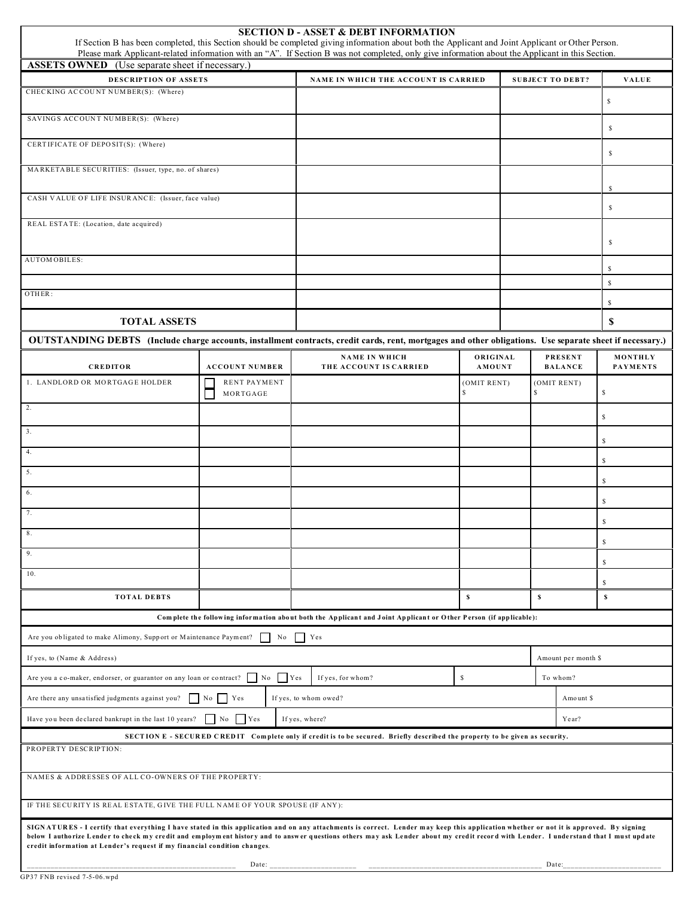## SECTION D - ASSET & DEBT INFORMATION

If Section B has been completed, this Section should be completed giving information about both the Applicant and Joint Applicant or Other Person. Please mark Applicant-related information with an "A". If Section B was not completed, only give information about the Applicant in this Section.

**ASSETS OWNED** (Use separate sheet if necessary.)

| DESCRIPTION OF ASSETS | NAME IN WHICH THE ACCOUNT IS CARRIED | SUBJECT TO DEBT? | VALUE |
|---|---|---|---|
| CHECKING ACCOUNT NUMBER(S): (Where) | | | $ |
| SAVINGS ACCOUNT NUMBER(S): (Where) | | | $ |
| CERTIFICATE OF DEPOSIT(S): (Where) | | | $ |
| MARKETABLE SECURITIES: (Issuer, type, no. of shares) | | | $ |
| CASH VALUE OF LIFE INSURANCE: (Issuer, face value) | | | $ |
| REAL ESTATE: (Location, date acquired) | | | $ |
| AUTOMOBILES: | | | $ |
| | | | $ |
| OTHER: | | | $ |
| **TOTAL ASSETS** | | | **$** |

**OUTSTANDING DEBTS** (Include charge accounts, installment contracts, credit cards, rent, mortgages and other obligations. Use separate sheet if necessary.)

| CREDITOR | ACCOUNT NUMBER | NAME IN WHICH THE ACCOUNT IS CARRIED | ORIGINAL AMOUNT | PRESENT BALANCE | MONTHLY PAYMENTS |
|---|---|---|---|---|---|
| 1. LANDLORD OR MORTGAGE HOLDER | ☐ RENT PAYMENT ☐ MORTGAGE | | (OMIT RENT) $ | (OMIT RENT) $ | $ |
| 2. | | | | | $ |
| 3. | | | | | $ |
| 4. | | | | | $ |
| 5. | | | | | $ |
| 6. | | | | | $ |
| 7. | | | | | $ |
| 8. | | | | | $ |
| 9. | | | | | $ |
| 10. | | | | | $ |
| **TOTAL DEBTS** | | | **$** | **$** | **$** |

**Complete the following information about both the Applicant and Joint Applicant or Other Person (if applicable):**

Are you obligated to make Alimony, Support or Maintenance Payment? ☐ No ☐ Yes

If yes, to (Name & Address) Amount per month $

Are you a co-maker, endorser, or guarantor on any loan or contract? ☐ No ☐ Yes If yes, for whom? $ To whom?

Are there any unsatisfied judgments against you? ☐ No ☐ Yes If yes, to whom owed? Amount $

Have you been declared bankrupt in the last 10 years? ☐ No ☐ Yes If yes, where? Year?

**SECTION E - SECURED CREDIT** Complete only if credit is to be secured. Briefly described the property to be given as security.

PROPERTY DESCRIPTION:

NAMES & ADDRESSES OF ALL CO-OWNERS OF THE PROPERTY:

IF THE SECURITY IS REAL ESTATE, GIVE THE FULL NAME OF YOUR SPOUSE (IF ANY):

**SIGNATURES - I certify that everything I have stated in this application and on any attachments is correct. Lender may keep this application whether or not it is approved. By signing below I authorize Lender to check my credit and employment history and to answer questions others may ask Lender about my credit record with Lender. I understand that I must update credit information at Lender's request if my financial condition changes.**

_______________________________________________ Date: ____________________ _______________________________________________ Date:________________________

GP37 FNB revised 7-5-06.wpd